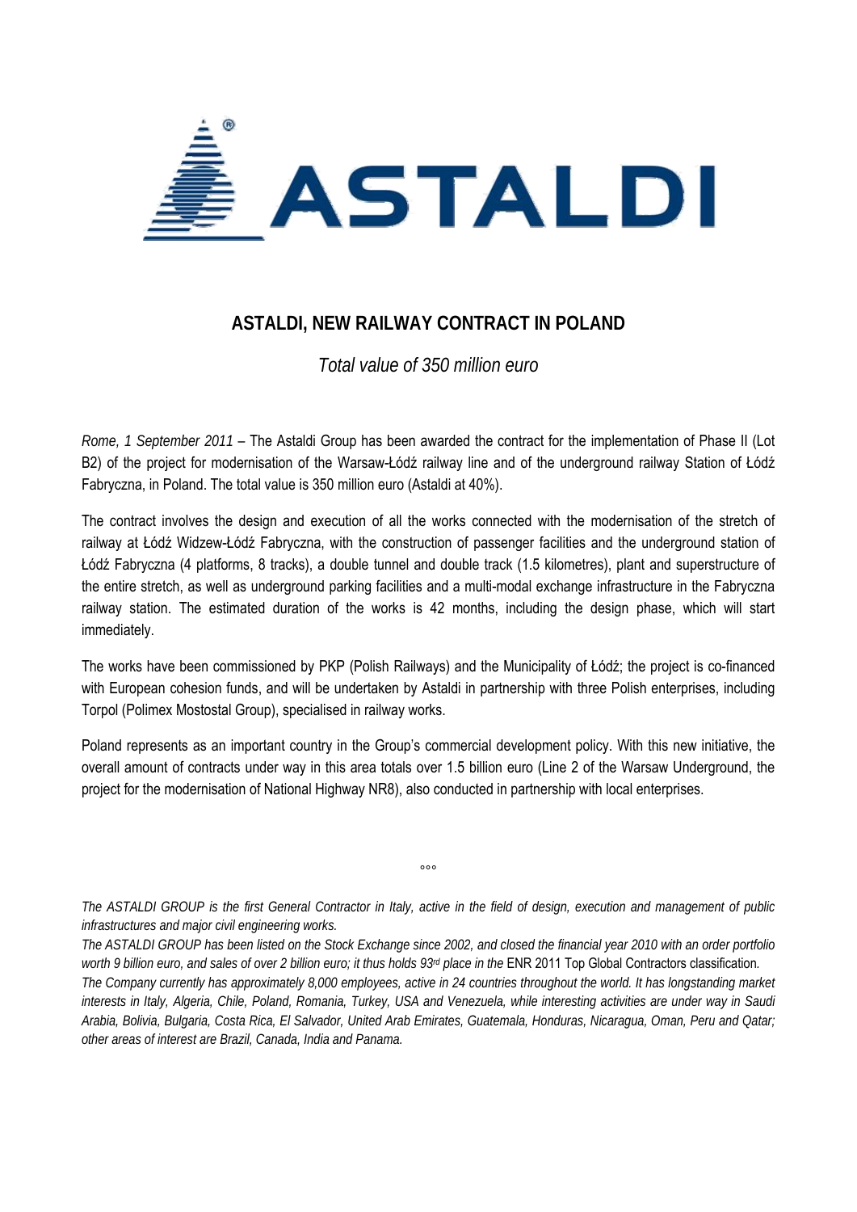# ASTALDI, NEW RAILWAY CONTRACT IN POLAND

*Total value of 350 million euro*

*Rome, 1 September 2011* – The Astaldi Group has been awarded the contract for the implementation of Phase II (Lot B2) of the project for modernisation of the Warsaw-Łódź railway line and of the underground railway Station of Łódź Fabryczna, in Poland. The total value is 350 million euro (Astaldi at 40%).

The contract involves the design and execution of all the works connected with the modernisation of the stretch of railway at Łódź Widzew-Łódź Fabryczna, with the construction of passenger facilities and the underground station of Łódź Fabryczna (4 platforms, 8 tracks), a double tunnel and double track (1.5 kilometres), plant and superstructure of the entire stretch, as well as underground parking facilities and a multi-modal exchange infrastructure in the Fabryczna railway station. The estimated duration of the works is 42 months, including the design phase, which will start immediately.

The works have been commissioned by PKP (Polish Railways) and the Municipality of Łódź; the project is co-financed with European cohesion funds, and will be undertaken by Astaldi in partnership with three Polish enterprises, including Torpol (Polimex Mostostal Group), specialised in railway works.

Poland represents as an important country in the Group's commercial development policy. With this new initiative, the overall amount of contracts under way in this area totals over 1.5 billion euro (Line 2 of the Warsaw Underground, the project for the modernisation of National Highway NR8), also conducted in partnership with local enterprises.

°°°

*The ASTALDI GROUP is the first General Contractor in Italy, active in the field of design, execution and management of public infrastructures and major civil engineering works.*

*The ASTALDI GROUP has been listed on the Stock Exchange since 2002, and closed the financial year 2010 with an order portfolio worth 9 billion euro, and sales of over 2 billion euro; it thus holds 93rd place in the* ENR 2011 Top Global Contractors classification*.*

*The Company currently has approximately 8,000 employees, active in 24 countries throughout the world. It has longstanding market interests in Italy, Algeria, Chile, Poland, Romania, Turkey, USA and Venezuela, while interesting activities are under way in Saudi Arabia, Bolivia, Bulgaria, Costa Rica, El Salvador, United Arab Emirates, Guatemala, Honduras, Nicaragua, Oman, Peru and Qatar; other areas of interest are Brazil, Canada, India and Panama.*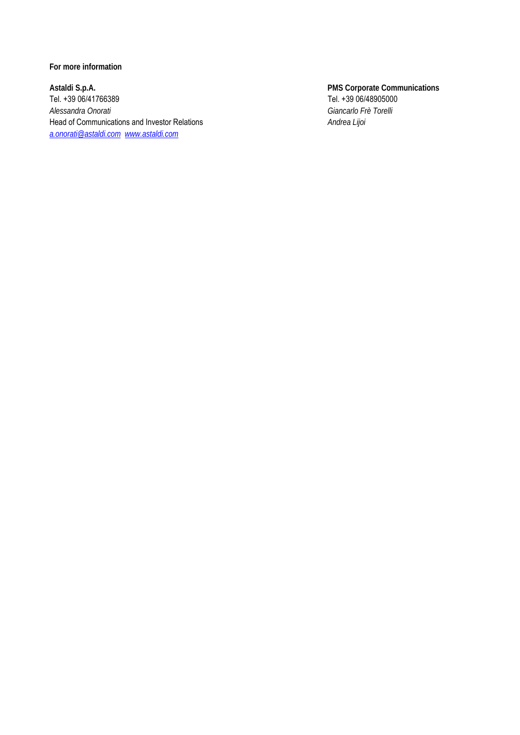**For more information**

**Astaldi S.p.A.**
Tel. +39 06/41766389
*Alessandra Onorati*
Head of Communications and Investor Relations
*a.onorati@astaldi.com* *www.astaldi.com*

**PMS Corporate Communications**
Tel. +39 06/48905000
*Giancarlo Frè Torelli*
*Andrea Lijoi*